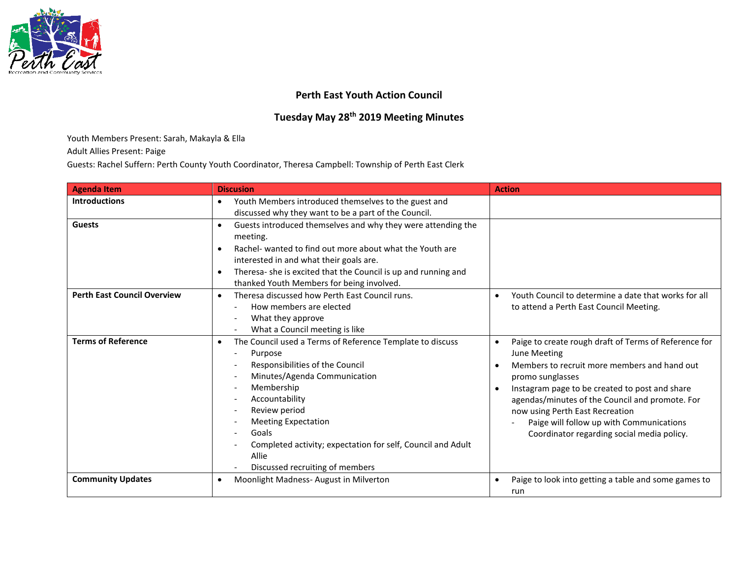# Perth East Youth Action Council

## Tuesday May 28th 2019 Meeting Minutes

Youth Members Present: Sarah, Makayla & Ella

Adult Allies Present: Paige

Guests: Rachel Suffern: Perth County Youth Coordinator, Theresa Campbell: Township of Perth East Clerk

| Agenda Item | Discusion | Action |
|---|---|---|
| **Introductions** | • Youth Members introduced themselves to the guest and discussed why they want to be a part of the Council. | |
| **Guests** | • Guests introduced themselves and why they were attending the meeting.<br>• Rachel- wanted to find out more about what the Youth are interested in and what their goals are.<br>• Theresa- she is excited that the Council is up and running and thanked Youth Members for being involved. | |
| **Perth East Council Overview** | • Theresa discussed how Perth East Council runs.<br>- How members are elected<br>- What they approve<br>- What a Council meeting is like | • Youth Council to determine a date that works for all to attend a Perth East Council Meeting. |
| **Terms of Reference** | • The Council used a Terms of Reference Template to discuss<br>- Purpose<br>- Responsibilities of the Council<br>- Minutes/Agenda Communication<br>- Membership<br>- Accountability<br>- Review period<br>- Meeting Expectation<br>- Goals<br>- Completed activity; expectation for self, Council and Adult Allie<br>- Discussed recruiting of members | • Paige to create rough draft of Terms of Reference for June Meeting<br>• Members to recruit more members and hand out promo sunglasses<br>• Instagram page to be created to post and share agendas/minutes of the Council and promote. For now using Perth East Recreation<br>- Paige will follow up with Communications Coordinator regarding social media policy. |
| **Community Updates** | • Moonlight Madness- August in Milverton | • Paige to look into getting a table and some games to run |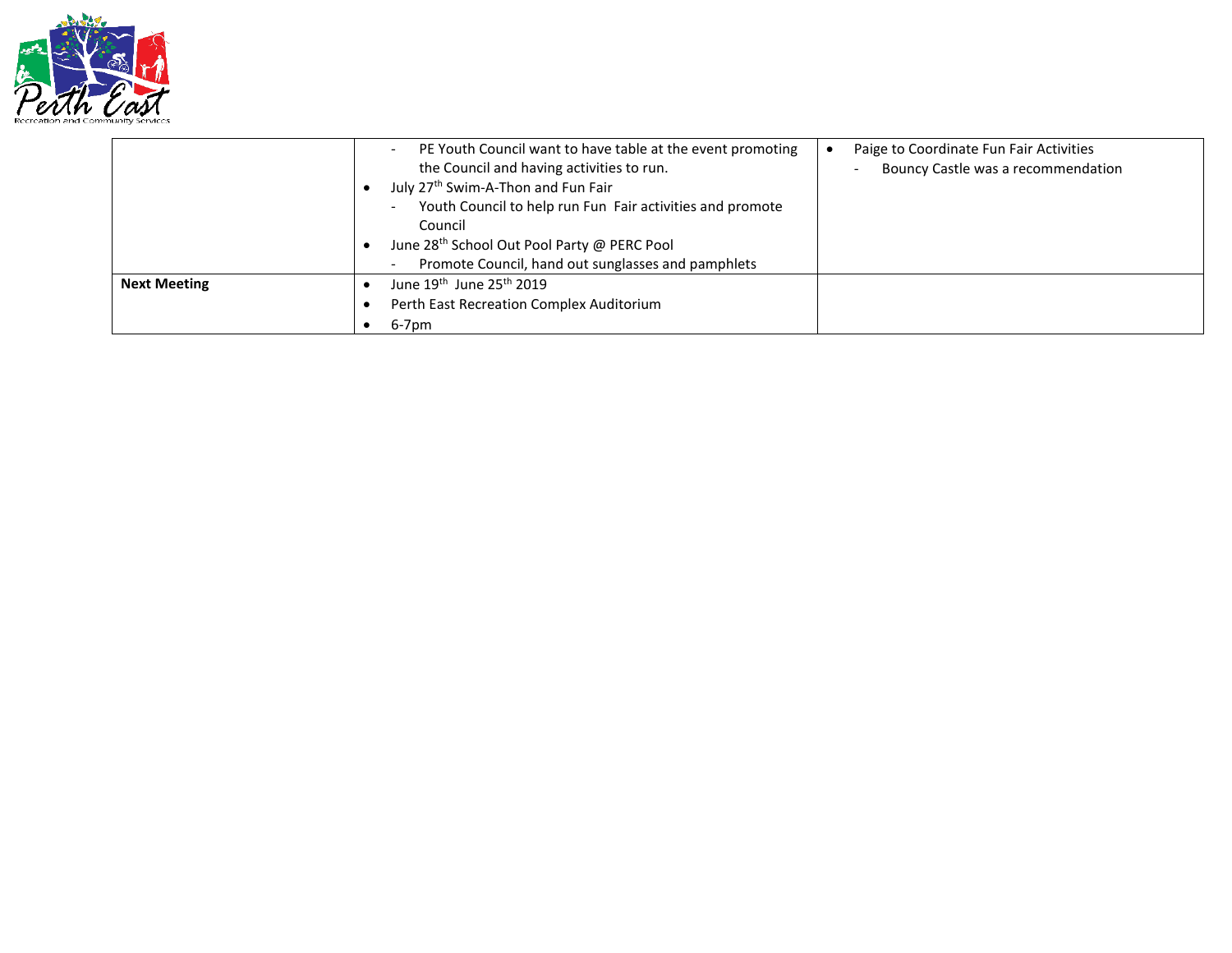| | | |
|---|---|---|
| | - PE Youth Council want to have table at the event promoting the Council and having activities to run.<br>• July 27th Swim-A-Thon and Fun Fair<br>- Youth Council to help run Fun Fair activities and promote Council<br>• June 28th School Out Pool Party @ PERC Pool<br>- Promote Council, hand out sunglasses and pamphlets | • Paige to Coordinate Fun Fair Activities<br>- Bouncy Castle was a recommendation |
| **Next Meeting** | • June 19th June 25th 2019<br>• Perth East Recreation Complex Auditorium<br>• 6-7pm | |